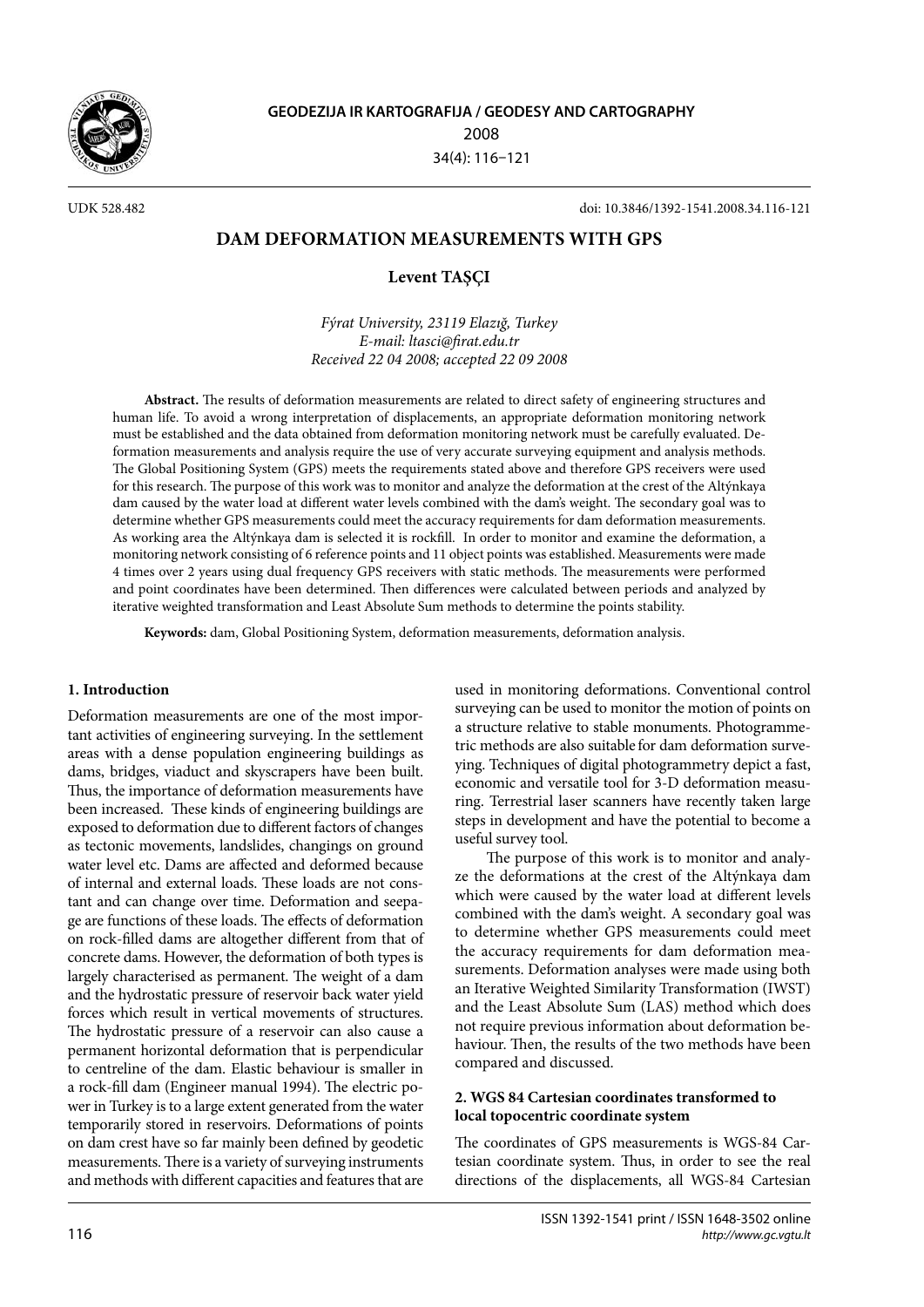UDK 528.482

doi: 10.3846/1392-1541.2008.34.116-121

# DAM DEFORMATION MEASUREMENTS WITH GPS

**Levent TAŞÇI**

*Fýrat University, 23119 Elazığ, Turkey*
*E-mail: ltasci@firat.edu.tr*
*Received 22 04 2008; accepted 22 09 2008*

**Abstract.** The results of deformation measurements are related to direct safety of engineering structures and human life. To avoid a wrong interpretation of displacements, an appropriate deformation monitoring network must be established and the data obtained from deformation monitoring network must be carefully evaluated. Deformation measurements and analysis require the use of very accurate surveying equipment and analysis methods. The Global Positioning System (GPS) meets the requirements stated above and therefore GPS receivers were used for this research. The purpose of this work was to monitor and analyze the deformation at the crest of the Altýnkaya dam caused by the water load at different water levels combined with the dam's weight. The secondary goal was to determine whether GPS measurements could meet the accuracy requirements for dam deformation measurements. As working area the Altýnkaya dam is selected it is rockfill. In order to monitor and examine the deformation, a monitoring network consisting of 6 reference points and 11 object points was established. Measurements were made 4 times over 2 years using dual frequency GPS receivers with static methods. The measurements were performed and point coordinates have been determined. Then differences were calculated between periods and analyzed by iterative weighted transformation and Least Absolute Sum methods to determine the points stability.

**Keywords:** dam, Global Positioning System, deformation measurements, deformation analysis.

## 1. Introduction

Deformation measurements are one of the most important activities of engineering surveying. In the settlement areas with a dense population engineering buildings as dams, bridges, viaduct and skyscrapers have been built. Thus, the importance of deformation measurements have been increased. These kinds of engineering buildings are exposed to deformation due to different factors of changes as tectonic movements, landslides, changings on ground water level etc. Dams are affected and deformed because of internal and external loads. These loads are not constant and can change over time. Deformation and seepage are functions of these loads. The effects of deformation on rock-filled dams are altogether different from that of concrete dams. However, the deformation of both types is largely characterised as permanent. The weight of a dam and the hydrostatic pressure of reservoir back water yield forces which result in vertical movements of structures. The hydrostatic pressure of a reservoir can also cause a permanent horizontal deformation that is perpendicular to centreline of the dam. Elastic behaviour is smaller in a rock-fill dam (Engineer manual 1994). The electric power in Turkey is to a large extent generated from the water temporarily stored in reservoirs. Deformations of points on dam crest have so far mainly been defined by geodetic measurements. There is a variety of surveying instruments and methods with different capacities and features that are used in monitoring deformations. Conventional control surveying can be used to monitor the motion of points on a structure relative to stable monuments. Photogrammetric methods are also suitable for dam deformation surveying. Techniques of digital photogrammetry depict a fast, economic and versatile tool for 3-D deformation measuring. Terrestrial laser scanners have recently taken large steps in development and have the potential to become a useful survey tool.

The purpose of this work is to monitor and analyze the deformations at the crest of the Altýnkaya dam which were caused by the water load at different levels combined with the dam's weight. A secondary goal was to determine whether GPS measurements could meet the accuracy requirements for dam deformation measurements. Deformation analyses were made using both an Iterative Weighted Similarity Transformation (IWST) and the Least Absolute Sum (LAS) method which does not require previous information about deformation behaviour. Then, the results of the two methods have been compared and discussed.

## 2. WGS 84 Cartesian coordinates transformed to local topocentric coordinate system

The coordinates of GPS measurements is WGS-84 Cartesian coordinate system. Thus, in order to see the real directions of the displacements, all WGS-84 Cartesian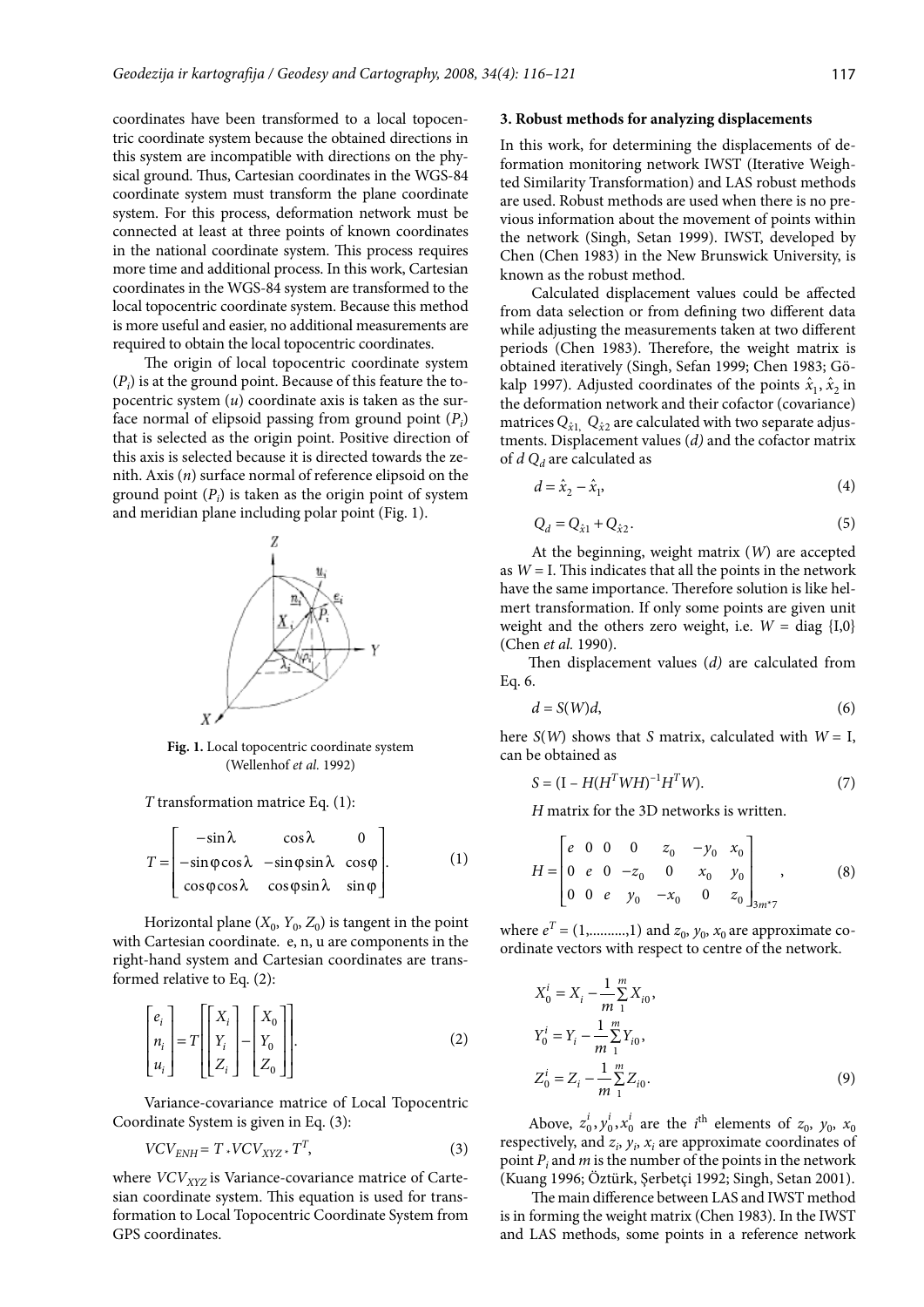coordinates have been transformed to a local topocentric coordinate system because the obtained directions in this system are incompatible with directions on the physical ground. Thus, Cartesian coordinates in the WGS-84 coordinate system must transform the plane coordinate system. For this process, deformation network must be connected at least at three points of known coordinates in the national coordinate system. This process requires more time and additional process. In this work, Cartesian coordinates in the WGS-84 system are transformed to the local topocentric coordinate system. Because this method is more useful and easier, no additional measurements are required to obtain the local topocentric coordinates.

The origin of local topocentric coordinate system ($P_i$) is at the ground point. Because of this feature the topocentric system ($u$) coordinate axis is taken as the surface normal of elipsoid passing from ground point ($P_i$) that is selected as the origin point. Positive direction of this axis is selected because it is directed towards the zenith. Axis ($n$) surface normal of reference elipsoid on the ground point ($P_i$) is taken as the origin point of system and meridian plane including polar point (Fig. 1).

**Fig. 1.** Local topocentric coordinate system (Wellenhof *et al.* 1992)

$T$ transformation matrice Eq. (1):

$$T = \begin{bmatrix} -\sin\lambda & \cos\lambda & 0 \\ -\sin\varphi\cos\lambda & -\sin\varphi\sin\lambda & \cos\varphi \\ \cos\varphi\cos\lambda & \cos\varphi\sin\lambda & \sin\varphi \end{bmatrix}. \quad (1)$$

Horizontal plane ($X_0$, $Y_0$, $Z_0$) is tangent in the point with Cartesian coordinate. e, n, u are components in the right-hand system and Cartesian coordinates are transformed relative to Eq. (2):

$$\begin{bmatrix} e_i \\ n_i \\ u_i \end{bmatrix} = T\left[\begin{bmatrix} X_i \\ Y_i \\ Z_i \end{bmatrix} - \begin{bmatrix} X_0 \\ Y_0 \\ Z_0 \end{bmatrix}\right]. \quad (2)$$

Variance-covariance matrice of Local Topocentric Coordinate System is given in Eq. (3):

$$VCV_{ENH} = T * VCV_{XYZ} * T^T, \quad (3)$$

where $VCV_{XYZ}$ is Variance-covariance matrice of Cartesian coordinate system. This equation is used for transformation to Local Topocentric Coordinate System from GPS coordinates.

### 3. Robust methods for analyzing displacements

In this work, for determining the displacements of deformation monitoring network IWST (Iterative Weighted Similarity Transformation) and LAS robust methods are used. Robust methods are used when there is no previous information about the movement of points within the network (Singh, Setan 1999). IWST, developed by Chen (Chen 1983) in the New Brunswick University, is known as the robust method.

Calculated displacement values could be affected from data selection or from defining two different data while adjusting the measurements taken at two different periods (Chen 1983). Therefore, the weight matrix is obtained iteratively (Singh, Sefan 1999; Chen 1983; Gökalp 1997). Adjusted coordinates of the points $\hat{x}_1, \hat{x}_2$ in the deformation network and their cofactor (covariance) matrices $Q_{\hat{x}1,}$ $Q_{\hat{x}2}$ are calculated with two separate adjustments. Displacement values ($d$) and the cofactor matrix of $d$ $Q_d$ are calculated as

$$d = \hat{x}_2 - \hat{x}_1, \quad (4)$$

$$Q_d = Q_{\hat{x}1} + Q_{\hat{x}2}. \quad (5)$$

At the beginning, weight matrix ($W$) are accepted as $W = \mathrm{I}$. This indicates that all the points in the network have the same importance. Therefore solution is like helmert transformation. If only some points are given unit weight and the others zero weight, i.e. $W = \mathrm{diag}\ \{\mathrm{I},0\}$ (Chen *et al.* 1990).

Then displacement values ($d$) are calculated from Eq. 6.

$$d = S(W)d, \quad (6)$$

here $S(W)$ shows that $S$ matrix, calculated with $W = \mathrm{I}$, can be obtained as

$$S = (\mathrm{I} - H(H^T WH)^{-1} H^T W). \quad (7)$$

$H$ matrix for the 3D networks is written.

$$H = \begin{bmatrix} e & 0 & 0 & 0 & z_0 & -y_0 & x_0 \\ 0 & e & 0 & -z_0 & 0 & x_0 & y_0 \\ 0 & 0 & e & y_0 & -x_0 & 0 & z_0 \end{bmatrix}_{3m*7}, \quad (8)$$

where $e^T = (1,..........,1)$ and $z_0$, $y_0$, $x_0$ are approximate coordinate vectors with respect to centre of the network.

$$X_0^i = X_i - \frac{1}{m}\sum_1^m X_{i0},$$
$$Y_0^i = Y_i - \frac{1}{m}\sum_1^m Y_{i0},$$
$$Z_0^i = Z_i - \frac{1}{m}\sum_1^m Z_{i0}. \quad (9)$$

Above, $z_0^i, y_0^i, x_0^i$ are the $i^{\text{th}}$ elements of $z_0$, $y_0$, $x_0$ respectively, and $z_i$, $y_i$, $x_i$ are approximate coordinates of point $P_i$ and $m$ is the number of the points in the network (Kuang 1996; Öztürk, Şerbetçi 1992; Singh, Setan 2001).

The main difference between LAS and IWST method is in forming the weight matrix (Chen 1983). In the IWST and LAS methods, some points in a reference network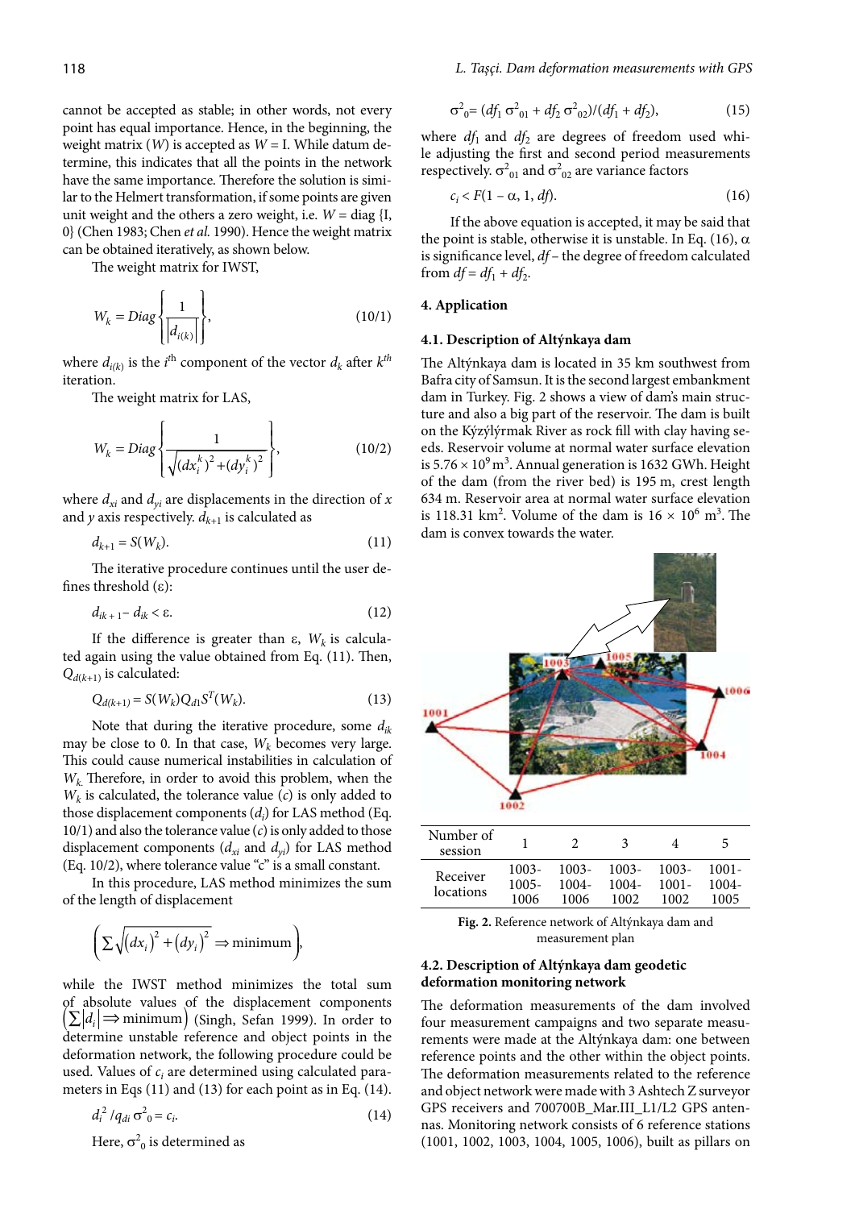cannot be accepted as stable; in other words, not every point has equal importance. Hence, in the beginning, the weight matrix ($W$) is accepted as $W = I$. While datum determine, this indicates that all the points in the network have the same importance. Therefore the solution is similar to the Helmert transformation, if some points are given unit weight and the others a zero weight, i.e. $W = \text{diag}\{I, 0\}$ (Chen 1983; Chen *et al.* 1990). Hence the weight matrix can be obtained iteratively, as shown below.

The weight matrix for IWST,

$$W_k = Diag\left\{\frac{1}{\left|d_{i(k)}\right|}\right\}, \tag{10/1}$$

where $d_{i(k)}$ is the $i^{th}$ component of the vector $d_k$ after $k^{th}$ iteration.

The weight matrix for LAS,

$$W_k = Diag\left\{\frac{1}{\sqrt{(dx_i^k)^2 + (dy_i^k)^2}}\right\}, \tag{10/2}$$

where $d_{xi}$ and $d_{yi}$ are displacements in the direction of $x$ and $y$ axis respectively. $d_{k+1}$ is calculated as

$$d_{k+1} = S(W_k). \tag{11}$$

The iterative procedure continues until the user defines threshold ($\varepsilon$):

$$d_{ik+1} - d_{ik} < \varepsilon. \tag{12}$$

If the difference is greater than $\varepsilon$, $W_k$ is calculated again using the value obtained from Eq. (11). Then, $Q_{d(k+1)}$ is calculated:

$$Q_{d(k+1)} = S(W_k) Q_{d1} S^T(W_k). \tag{13}$$

Note that during the iterative procedure, some $d_{ik}$ may be close to 0. In that case, $W_k$ becomes very large. This could cause numerical instabilities in calculation of $W_k$. Therefore, in order to avoid this problem, when the $W_k$ is calculated, the tolerance value ($c$) is only added to those displacement components ($d_i$) for LAS method (Eq. 10/1) and also the tolerance value ($c$) is only added to those displacement components ($d_{xi}$ and $d_{yi}$) for LAS method (Eq. 10/2), where tolerance value "c" is a small constant.

In this procedure, LAS method minimizes the sum of the length of displacement

$$\left(\sum \sqrt{(dx_i)^2 + (dy_i)^2} \Rightarrow \text{minimum}\right),$$

while the IWST method minimizes the total sum of absolute values of the displacement components $\left(\sum |d_i| \Rightarrow \text{minimum}\right)$ (Singh, Sefan 1999). In order to determine unstable reference and object points in the deformation network, the following procedure could be used. Values of $c_i$ are determined using calculated parameters in Eqs (11) and (13) for each point as in Eq. (14).

$$d_i^2 / q_{di}\, \sigma_0^2 = c_i. \tag{14}$$

Here, $\sigma_0^2$ is determined as

$$\sigma_0^2 = (df_1\, \sigma_{01}^2 + df_2\, \sigma_{02}^2)/(df_1 + df_2), \tag{15}$$

where $df_1$ and $df_2$ are degrees of freedom used while adjusting the first and second period measurements respectively. $\sigma_{01}^2$ and $\sigma_{02}^2$ are variance factors

$$c_i < F(1 - \alpha, 1, df). \tag{16}$$

If the above equation is accepted, it may be said that the point is stable, otherwise it is unstable. In Eq. (16), $\alpha$ is significance level, $df$ – the degree of freedom calculated from $df = df_1 + df_2$.

## 4. Application

### 4.1. Description of Altýnkaya dam

The Altýnkaya dam is located in 35 km southwest from Bafra city of Samsun. It is the second largest embankment dam in Turkey. Fig. 2 shows a view of dam's main structure and also a big part of the reservoir. The dam is built on the Kýzýlýrmak River as rock fill with clay having seeds. Reservoir volume at normal water surface elevation is $5.76 \times 10^9$ m³. Annual generation is 1632 GWh. Height of the dam (from the river bed) is 195 m, crest length 634 m. Reservoir area at normal water surface elevation is 118.31 km². Volume of the dam is $16 \times 10^6$ m³. The dam is convex towards the water.

| Number of session | 1 | 2 | 3 | 4 | 5 |
|---|---|---|---|---|---|
| Receiver locations | 1003-1005-1006 | 1003-1004-1006 | 1003-1004-1002 | 1003-1001-1002 | 1001-1004-1005 |

**Fig. 2.** Reference network of Altýnkaya dam and measurement plan

### 4.2. Description of Altýnkaya dam geodetic deformation monitoring network

The deformation measurements of the dam involved four measurement campaigns and two separate measurements were made at the Altýnkaya dam: one between reference points and the other within the object points. The deformation measurements related to the reference and object network were made with 3 Ashtech Z surveyor GPS receivers and 700700B_Mar.III_L1/L2 GPS antennas. Monitoring network consists of 6 reference stations (1001, 1002, 1003, 1004, 1005, 1006), built as pillars on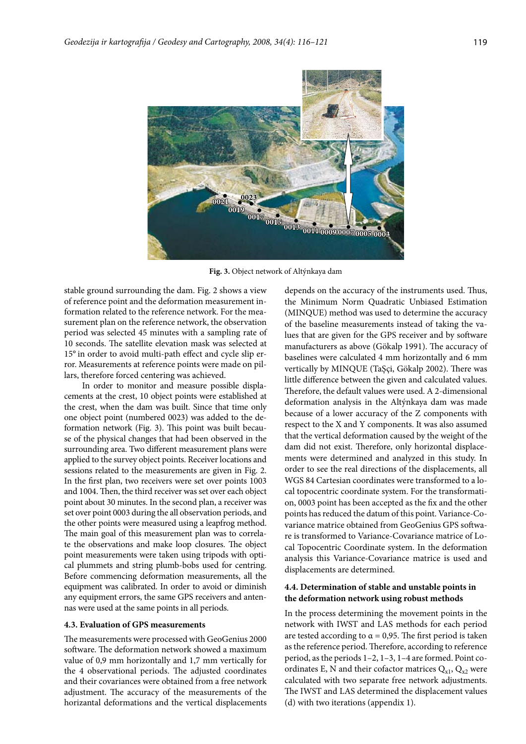**Fig. 3.** Object network of Altýnkaya dam

stable ground surrounding the dam. Fig. 2 shows a view of reference point and the deformation measurement information related to the reference network. For the measurement plan on the reference network, the observation period was selected 45 minutes with a sampling rate of 10 seconds. The satellite elevation mask was selected at 15° in order to avoid multi-path effect and cycle slip error. Measurements at reference points were made on pillars, therefore forced centering was achieved.

In order to monitor and measure possible displacements at the crest, 10 object points were established at the crest, when the dam was built. Since that time only one object point (numbered 0023) was added to the deformation network (Fig. 3). This point was built because of the physical changes that had been observed in the surrounding area. Two different measurement plans were applied to the survey object points. Receiver locations and sessions related to the measurements are given in Fig. 2. In the first plan, two receivers were set over points 1003 and 1004. Then, the third receiver was set over each object point about 30 minutes. In the second plan, a receiver was set over point 0003 during the all observation periods, and the other points were measured using a leapfrog method. The main goal of this measurement plan was to correlate the observations and make loop closures. The object point measurements were taken using tripods with optical plummets and string plumb-bobs used for centring. Before commencing deformation measurements, all the equipment was calibrated. In order to avoid or diminish any equipment errors, the same GPS receivers and antennas were used at the same points in all periods.

#### 4.3. Evaluation of GPS measurements

The measurements were processed with GeoGenius 2000 software. The deformation network showed a maximum value of 0,9 mm horizontally and 1,7 mm vertically for the 4 observational periods. The adjusted coordinates and their covariances were obtained from a free network adjustment. The accuracy of the measurements of the horizantal deformations and the vertical displacements depends on the accuracy of the instruments used. Thus, the Minimum Norm Quadratic Unbiased Estimation (MINQUE) method was used to determine the accuracy of the baseline measurements instead of taking the values that are given for the GPS receiver and by software manufacturers as above (Gökalp 1991). The accuracy of baselines were calculated 4 mm horizontally and 6 mm vertically by MINQUE (TaŞçi, Gökalp 2002). There was little difference between the given and calculated values. Therefore, the default values were used. A 2-dimensional deformation analysis in the Altýnkaya dam was made because of a lower accuracy of the Z components with respect to the X and Y components. It was also assumed that the vertical deformation caused by the weight of the dam did not exist. Therefore, only horizontal displacements were determined and analyzed in this study. In order to see the real directions of the displacements, all WGS 84 Cartesian coordinates were transformed to a local topocentric coordinate system. For the transformation, 0003 point has been accepted as the fix and the other points has reduced the datum of this point. Variance-Covariance matrice obtained from GeoGenius GPS software is transformed to Variance-Covariance matrix of Local Topocentric Coordinate system. In the deformation analysis this Variance-Covariance matrice is used and displacements are determined.

#### 4.4. Determination of stable and unstable points in the deformation network using robust methods

In the process determining the movement points in the network with IWST and LAS methods for each period are tested according to $\alpha = 0,95$. The first period is taken as the reference period. Therefore, according to reference period, as the periods 1–2, 1–3, 1–4 are formed. Point coordinates E, N and their cofactor matrices $Q_{x1}$, $Q_{x2}$ were calculated with two separate free network adjustments. The IWST and LAS determined the displacement values (d) with two iterations (appendix 1).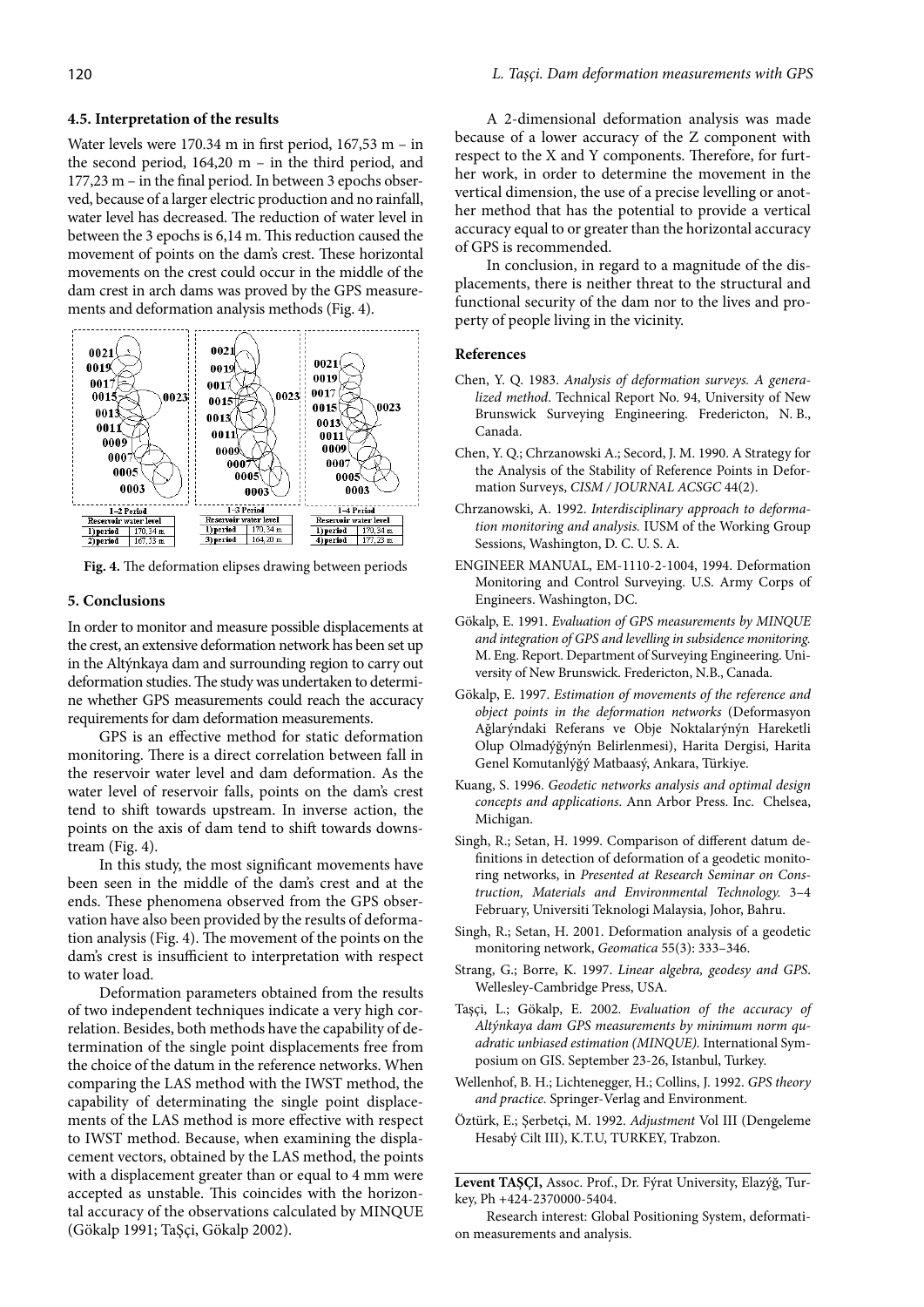### 4.5. Interpretation of the results

Water levels were 170.34 m in first period, 167,53 m – in the second period, 164,20 m – in the third period, and 177,23 m – in the final period. In between 3 epochs observed, because of a larger electric production and no rainfall, water level has decreased. The reduction of water level in between the 3 epochs is 6,14 m. This reduction caused the movement of points on the dam's crest. These horizontal movements on the crest could occur in the middle of the dam crest in arch dams was proved by the GPS measurements and deformation analysis methods (Fig. 4).

**Fig. 4.** The deformation elipses drawing between periods

## 5. Conclusions

In order to monitor and measure possible displacements at the crest, an extensive deformation network has been set up in the Altýnkaya dam and surrounding region to carry out deformation studies. The study was undertaken to determine whether GPS measurements could reach the accuracy requirements for dam deformation measurements.

GPS is an effective method for static deformation monitoring. There is a direct correlation between fall in the reservoir water level and dam deformation. As the water level of reservoir falls, points on the dam's crest tend to shift towards upstream. In inverse action, the points on the axis of dam tend to shift towards downstream (Fig. 4).

In this study, the most significant movements have been seen in the middle of the dam's crest and at the ends. These phenomena observed from the GPS observation have also been provided by the results of deformation analysis (Fig. 4). The movement of the points on the dam's crest is insufficient to interpretation with respect to water load.

Deformation parameters obtained from the results of two independent techniques indicate a very high correlation. Besides, both methods have the capability of determination of the single point displacements free from the choice of the datum in the reference networks. When comparing the LAS method with the IWST method, the capability of determinating the single point displacements of the LAS method is more effective with respect to IWST method. Because, when examining the displacement vectors, obtained by the LAS method, the points with a displacement greater than or equal to 4 mm were accepted as unstable. This coincides with the horizontal accuracy of the observations calculated by MINQUE (Gökalp 1991; TaŞçi, Gökalp 2002).

A 2-dimensional deformation analysis was made because of a lower accuracy of the Z component with respect to the X and Y components. Therefore, for further work, in order to determine the movement in the vertical dimension, the use of a precise levelling or another method that has the potential to provide a vertical accuracy equal to or greater than the horizontal accuracy of GPS is recommended.

In conclusion, in regard to a magnitude of the displacements, there is neither threat to the structural and functional security of the dam nor to the lives and property of people living in the vicinity.

## References

Chen, Y. Q. 1983. *Analysis of deformation surveys. A generalized method*. Technical Report No. 94, University of New Brunswick Surveying Engineering. Fredericton, N. B., Canada.

Chen, Y. Q.; Chrzanowski A.; Secord, J. M. 1990. A Strategy for the Analysis of the Stability of Reference Points in Deformation Surveys, *CISM / JOURNAL ACSGC* 44(2).

Chrzanowski, A. 1992. *Interdisciplinary approach to deformation monitoring and analysis.* IUSM of the Working Group Sessions, Washington, D. C. U. S. A.

ENGINEER MANUAL, EM-1110-2-1004, 1994. Deformation Monitoring and Control Surveying. U.S. Army Corps of Engineers. Washington, DC.

Gökalp, E. 1991. *Evaluation of GPS measurements by MINQUE and integration of GPS and levelling in subsidence monitoring.* M. Eng. Report. Department of Surveying Engineering. University of New Brunswick. Fredericton, N.B., Canada.

Gökalp, E. 1997. *Estimation of movements of the reference and object points in the deformation networks* (Deformasyon Aðlarýndaki Referans ve Obje Noktalarýnýn Hareketli Olup Olmadýðýnýn Belirlenmesi), Harita Dergisi, Harita Genel Komutanlýðý Matbaasý, Ankara, Türkiye.

Kuang, S. 1996. *Geodetic networks analysis and optimal design concepts and applications*. Ann Arbor Press. Inc. Chelsea, Michigan.

Singh, R.; Setan, H. 1999. Comparison of different datum definitions in detection of deformation of a geodetic monitoring networks, in *Presented at Research Seminar on Construction, Materials and Environmental Technology.* 3–4 February, Universiti Teknologi Malaysia, Johor, Bahru.

Singh, R.; Setan, H. 2001. Deformation analysis of a geodetic monitoring network, *Geomatica* 55(3): 333–346.

Strang, G.; Borre, K. 1997. *Linear algebra, geodesy and GPS*. Wellesley-Cambridge Press, USA.

Taşçi, L.; Gökalp, E. 2002. *Evaluation of the accuracy of Altýnkaya dam GPS measurements by minimum norm quadratic unbiased estimation (MINQUE).* International Symposium on GIS. September 23-26, Istanbul, Turkey.

Wellenhof, B. H.; Lichtenegger, H.; Collins, J. 1992. *GPS theory and practice.* Springer-Verlag and Environment.

Öztürk, E.; Şerbetçi, M. 1992. *Adjustment* Vol III (Dengeleme Hesabý Cilt III), K.T.U, TURKEY, Trabzon.

---

**Levent TAŞÇI,** Assoc. Prof., Dr. Fýrat University, Elazýð, Turkey, Ph +424-2370000-5404.

Research interest: Global Positioning System, deformation measurements and analysis.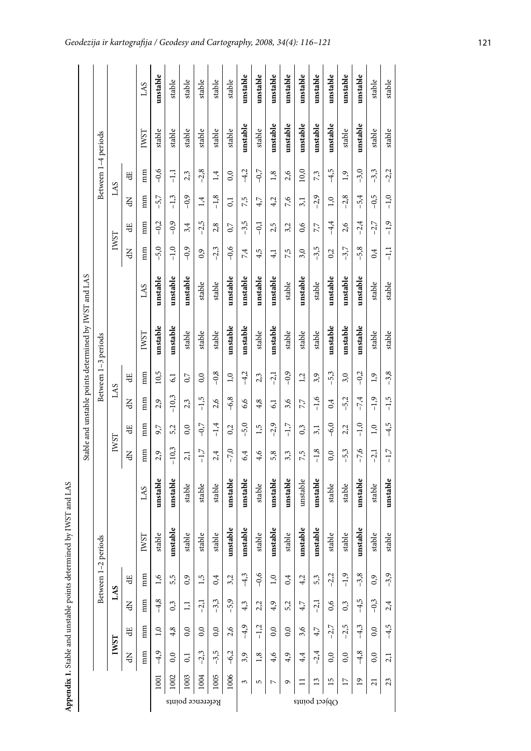**Appendix 1.** Stable and unstable points determined by IWST and LAS

| | | Stable and unstable points determined by IWST and LAS | | | | | | | | | | | | | | | | | | | | | | | |
|---|---|---|---|---|---|---|---|---|---|---|---|---|---|---|---|---|---|---|---|---|---|---|---|---|---|
| | | Between 1–2 periods | | | | | | Between 1–3 periods | | | | | | Between 1–4 periods | | | | | | | | | | | |
| | | **IWST** | | **LAS** | | | | IWST | | LAS | | | | IWST | | LAS | | | | | | | | | |
| | | dN | dE | dN | dE | IWST | LAS | dN | dE | dN | dE | IWST | LAS | dN | dE | dN | dE | IWST | LAS | | | | | | |
| | | mm | mm | mm | mm | | | mm | mm | mm | mm | | | mm | mm | mm | mm | | | | | | | | |
| Reference points | 1001 | –4,9 | 1,0 | –4,8 | 1,6 | stable | **unstable** | 2,9 | 9,7 | 2,9 | 10,5 | **unstable** | **unstable** | –5,0 | –0,2 | –5,7 | –0,6 | stable | **unstable** | | | | | | |
| | 1002 | 0,0 | 4,8 | 0,3 | 5,5 | **unstable** | **unstable** | –10,3 | 5,2 | –10,3 | 6,1 | **unstable** | **unstable** | –1,0 | –0,9 | –1,3 | –1,1 | stable | stable | | | | | | |
| | 1003 | 0,1 | 0,0 | 1,1 | 0,9 | stable | stable | 2,1 | 0,0 | 2,3 | 0,7 | stable | **unstable** | –0,9 | 3,4 | –0,9 | 2,3 | stable | stable | | | | | | |
| | 1004 | –2,3 | 0,0 | –2,1 | 1,5 | stable | stable | –1,7 | –0,7 | –1,5 | 0,0 | stable | stable | 0,9 | –2,5 | 1,4 | –2,8 | stable | stable | | | | | | |
| | 1005 | –3,5 | 0,0 | –3,3 | 0,4 | stable | stable | 2,4 | –1,4 | 2,6 | –0,8 | stable | stable | –2,3 | 2,8 | –1,8 | 1,4 | stable | stable | | | | | | |
| | 1006 | –6,2 | 2,6 | –5,9 | 3,2 | **unstable** | **unstable** | –7,0 | 0,2 | –6,8 | 1,0 | **unstable** | **unstable** | –0,6 | 0,7 | 0,1 | 0,0 | stable | stable | | | | | | |
| Object points | 3 | 3,9 | –4,9 | 4,3 | –4,3 | **unstable** | **unstable** | 6,4 | –5,0 | 6,6 | –4,2 | **unstable** | **unstable** | 7,4 | –3,5 | 7,5 | –4,2 | **unstable** | **unstable** | | | | | | |
| | 5 | 1,8 | –1,2 | 2,2 | –0,6 | stable | stable | 4,6 | 1,5 | 4,8 | 2,3 | stable | **unstable** | 4,5 | –0,1 | 4,7 | –0,7 | stable | **unstable** | | | | | | |
| | 7 | 4,6 | 0,0 | 4,9 | 1,0 | **unstable** | **unstable** | 5,8 | –2,9 | 6,1 | –2,1 | **unstable** | **unstable** | 4,1 | 2,5 | 4,2 | 1,8 | **unstable** | **unstable** | | | | | | |
| | 9 | 4,9 | 0,0 | 5,2 | 0,4 | stable | **unstable** | 3,3 | –1,7 | 3,6 | –0,9 | stable | stable | 7,5 | 3,2 | 7,6 | 2,6 | **unstable** | **unstable** | | | | | | |
| | 11 | 4,4 | 3,6 | 4,7 | 4,2 | **unstable** | unstable | 7,5 | 0,3 | 7,7 | 1,2 | stable | **unstable** | 3,0 | 0,6 | 3,1 | 10,0 | **unstable** | **unstable** | | | | | | |
| | 13 | –2,4 | 4,7 | –2,1 | 5,3 | **unstable** | **unstable** | –1,8 | 3,1 | –1,6 | 3,9 | stable | stable | –3,5 | 7,7 | –2,9 | 7,3 | **unstable** | **unstable** | | | | | | |
| | 15 | 0,0 | –2,7 | 0,6 | –2,2 | stable | stable | 0,0 | –6,0 | 0,4 | –5,3 | **unstable** | **unstable** | 0,2 | –4,4 | 1,0 | –4,5 | **unstable** | **unstable** | | | | | | |
| | 17 | 0,0 | –2,5 | 0,3 | –1,9 | stable | stable | –5,3 | 2,2 | –5,2 | 3,0 | **unstable** | **unstable** | –3,7 | 2,6 | –2,8 | 1,9 | stable | **unstable** | | | | | | |
| | 19 | –4,8 | –4,3 | –4,5 | –3,8 | **unstable** | **unstable** | –7,6 | –1,0 | –7,4 | –0,2 | **unstable** | **unstable** | –5,8 | –2,4 | –5,4 | –3,0 | **unstable** | **unstable** | | | | | | |
| | 21 | 0,0 | 0,0 | –0,3 | 0,9 | stable | stable | –2,1 | 1,0 | –1,9 | 1,9 | stable | stable | 0,4 | –2,7 | –0,5 | –3,3 | stable | stable | | | | | | |
| | 23 | 2,1 | –4,5 | 2,4 | –3,9 | stable | **unstable** | –1,7 | –4,5 | –1,5 | –3,8 | stable | stable | –1,1 | –1,9 | –1,0 | –2,2 | stable | stable | | | | | | |